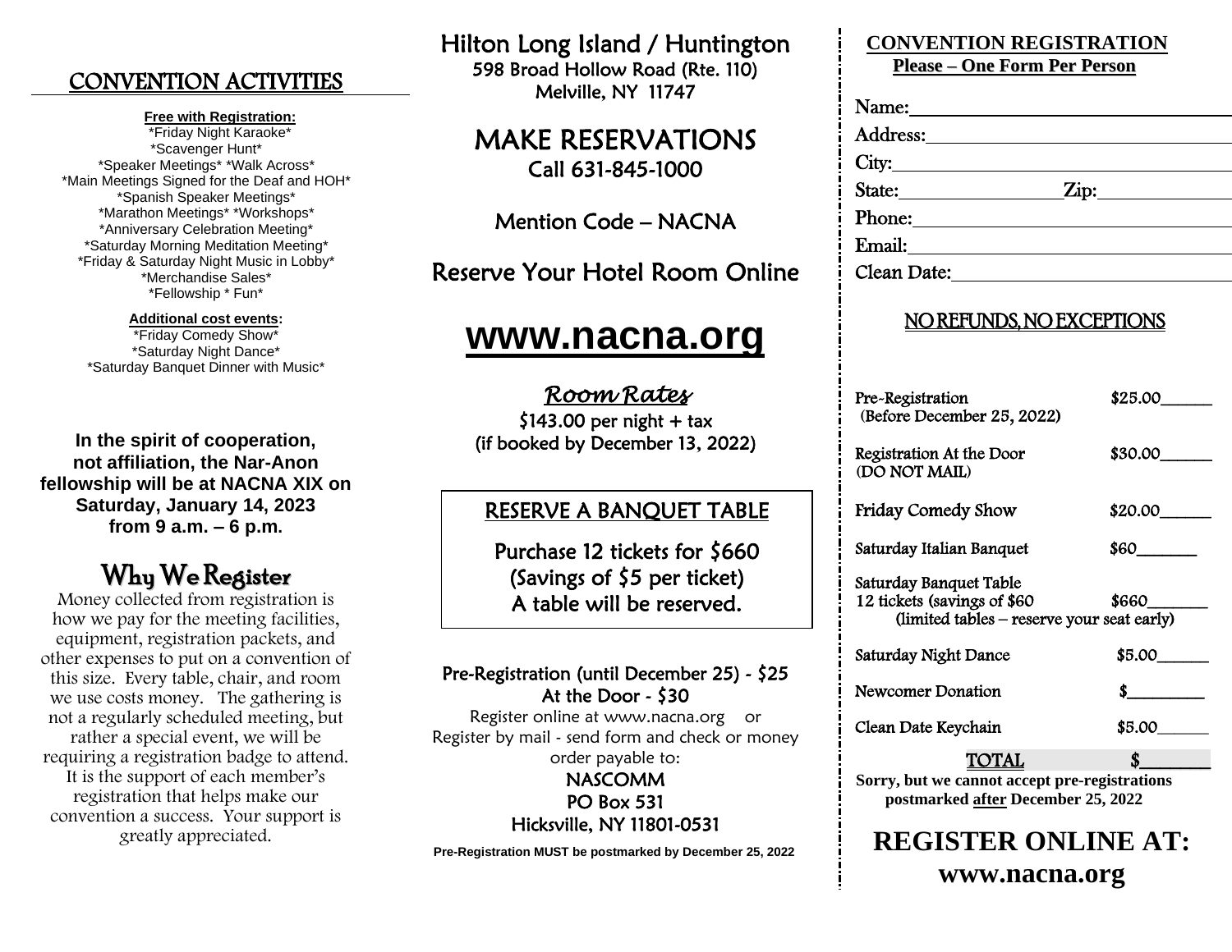## CONVENTION ACTIVITIES

**Free with Registration:**

*Friday Night Karaoke*
*Scavenger Hunt*
*Speaker Meetings* *Walk Across*
*Main Meetings Signed for the Deaf and HOH*
*Spanish Speaker Meetings*
*Marathon Meetings* *Workshops*
*Anniversary Celebration Meeting*
*Saturday Morning Meditation Meeting*
*Friday & Saturday Night Music in Lobby*
*Merchandise Sales*
*Fellowship * Fun*

**Additional cost events:**

*Friday Comedy Show*
*Saturday Night Dance*
*Saturday Banquet Dinner with Music*

**In the spirit of cooperation, not affiliation, the Nar-Anon fellowship will be at NACNA XIX on Saturday, January 14, 2023 from 9 a.m. – 6 p.m.**

## Why We Register

Money collected from registration is how we pay for the meeting facilities, equipment, registration packets, and other expenses to put on a convention of this size. Every table, chair, and room we use costs money. The gathering is not a regularly scheduled meeting, but rather a special event, we will be requiring a registration badge to attend. It is the support of each member's registration that helps make our convention a success. Your support is greatly appreciated.

## Hilton Long Island / Huntington

598 Broad Hollow Road (Rte. 110)
Melville, NY 11747

## MAKE RESERVATIONS

Call 631-845-1000

Mention Code – NACNA

Reserve Your Hotel Room Online

# www.nacna.org

*Room Rates*

$143.00 per night + tax
(if booked by December 13, 2022)

### RESERVE A BANQUET TABLE

Purchase 12 tickets for $660
(Savings of $5 per ticket)
A table will be reserved.

Pre-Registration (until December 25) - $25
At the Door - $30

Register online at www.nacna.org or
Register by mail - send form and check or money order payable to:

NASCOMM
PO Box 531
Hicksville, NY 11801-0531

**Pre-Registration MUST be postmarked by December 25, 2022**

## CONVENTION REGISTRATION

**Please – One Form Per Person**

Name: ____________________
Address: ____________________
City: ____________________
State: __________ Zip: __________
Phone: ____________________
Email: ____________________
Clean Date: ____________________

NO REFUNDS, NO EXCEPTIONS

| | |
|---|---|
| Pre-Registration (Before December 25, 2022) | $25.00______ |
| Registration At the Door (DO NOT MAIL) | $30.00______ |
| Friday Comedy Show | $20.00______ |
| Saturday Italian Banquet | $60______ |
| Saturday Banquet Table 12 tickets (savings of $60 (limited tables – reserve your seat early) | $660______ |
| Saturday Night Dance | $5.00______ |
| Newcomer Donation | $______ |
| Clean Date Keychain | $5.00______ |
| TOTAL | $______ |

**Sorry, but we cannot accept pre-registrations postmarked after December 25, 2022**

## REGISTER ONLINE AT: www.nacna.org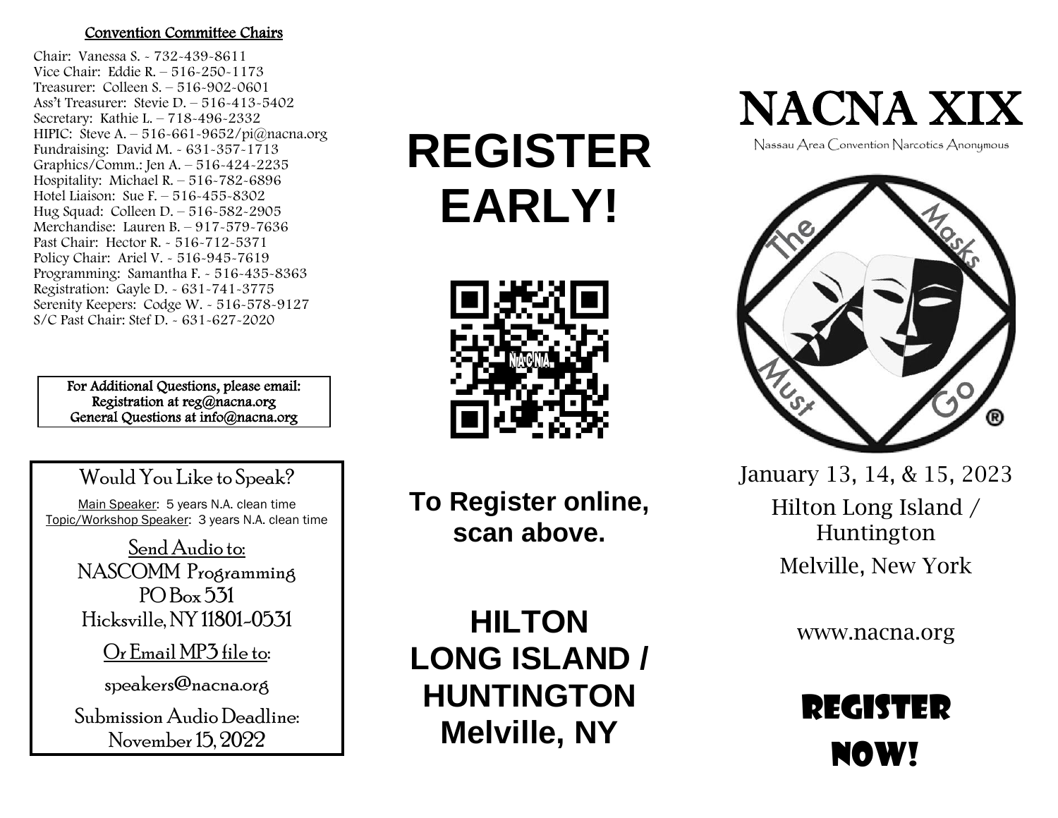## Convention Committee Chairs

Chair: Vanessa S. - 732-439-8611
Vice Chair: Eddie R. – 516-250-1173
Treasurer: Colleen S. – 516-902-0601
Ass't Treasurer: Stevie D. – 516-413-5402
Secretary: Kathie L. – 718-496-2332
HIPIC: Steve A. – 516-661-9652/pi@nacna.org
Fundraising: David M. - 631-357-1713
Graphics/Comm.: Jen A. – 516-424-2235
Hospitality: Michael R. – 516-782-6896
Hotel Liaison: Sue F. – 516-455-8302
Hug Squad: Colleen D. – 516-582-2905
Merchandise: Lauren B. – 917-579-7636
Past Chair: Hector R. - 516-712-5371
Policy Chair: Ariel V. - 516-945-7619
Programming: Samantha F. - 516-435-8363
Registration: Gayle D. - 631-741-3775
Serenity Keepers: Codge W. - 516-578-9127
S/C Past Chair: Stef D. - 631-627-2020

For Additional Questions, please email:
Registration at reg@nacna.org
General Questions at info@nacna.org

### Would You Like to Speak?

Main Speaker: 5 years N.A. clean time
Topic/Workshop Speaker: 3 years N.A. clean time

Send Audio to:
NASCOMM Programming
PO Box 531
Hicksville, NY 11801-0531

Or Email MP3 file to:

speakers@nacna.org

Submission Audio Deadline:
November 15, 2022

# REGISTER EARLY!

NACNA

**To Register online, scan above.**

**HILTON LONG ISLAND / HUNTINGTON Melville, NY**

# NACNA XIX

Nassau Area Convention Narcotics Anonymous

The Masks Must Go ®

January 13, 14, & 15, 2023

Hilton Long Island / Huntington

Melville, New York

www.nacna.org

## REGISTER NOW!